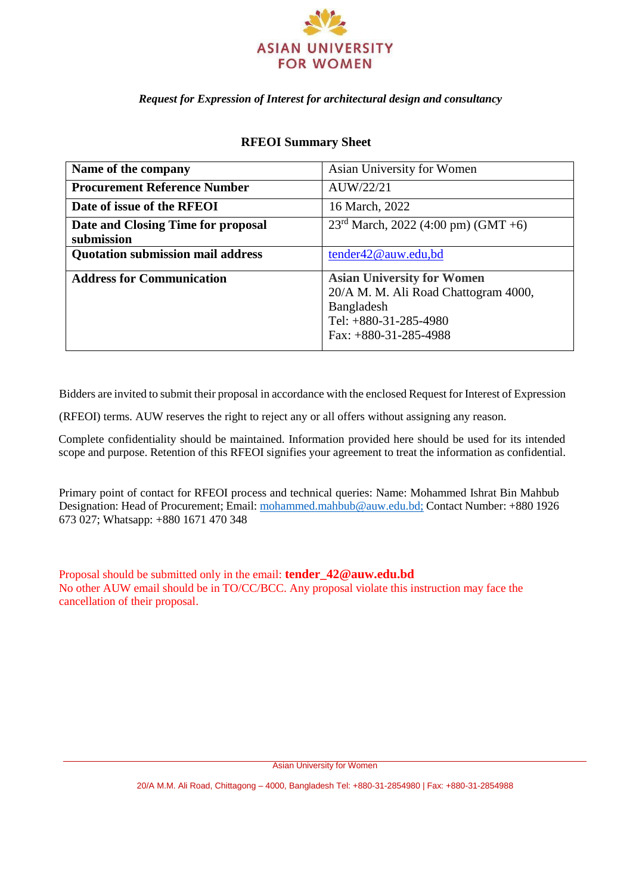ASIAN UNIVERSITY FOR WOMEN

*Request for Expression of Interest for architectural design and consultancy*

## RFEOI Summary Sheet

| | |
|---|---|
| **Name of the company** | Asian University for Women |
| **Procurement Reference Number** | AUW/22/21 |
| **Date of issue of the RFEOI** | 16 March, 2022 |
| **Date and Closing Time for proposal submission** | 23rd March, 2022 (4:00 pm) (GMT +6) |
| **Quotation submission mail address** | tender42@auw.edu,bd |
| **Address for Communication** | **Asian University for Women**<br>20/A M. M. Ali Road Chattogram 4000, Bangladesh<br>Tel: +880-31-285-4980<br>Fax: +880-31-285-4988 |

Bidders are invited to submit their proposal in accordance with the enclosed Request for Interest of Expression (RFEOI) terms. AUW reserves the right to reject any or all offers without assigning any reason.

Complete confidentiality should be maintained. Information provided here should be used for its intended scope and purpose. Retention of this RFEOI signifies your agreement to treat the information as confidential.

Primary point of contact for RFEOI process and technical queries: Name: Mohammed Ishrat Bin Mahbub Designation: Head of Procurement; Email: mohammed.mahbub@auw.edu.bd; Contact Number: +880 1926 673 027; Whatsapp: +880 1671 470 348

Proposal should be submitted only in the email: **tender_42@auw.edu.bd**
No other AUW email should be in TO/CC/BCC. Any proposal violate this instruction may face the cancellation of their proposal.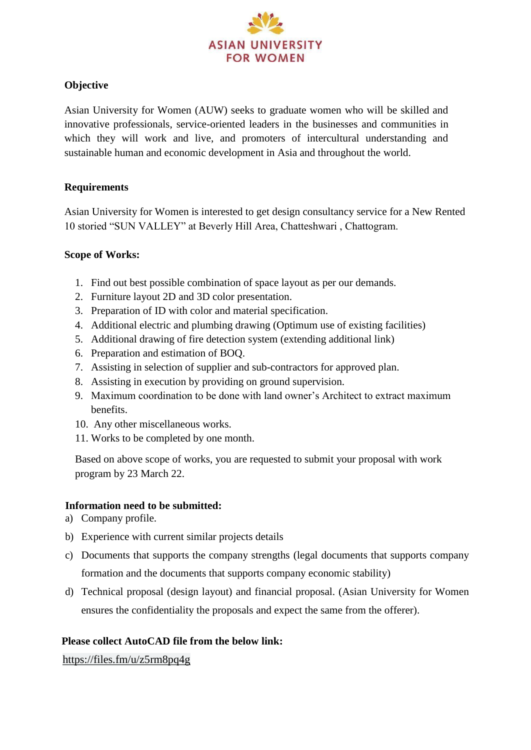ASIAN UNIVERSITY FOR WOMEN

**Objective**

Asian University for Women (AUW) seeks to graduate women who will be skilled and innovative professionals, service-oriented leaders in the businesses and communities in which they will work and live, and promoters of intercultural understanding and sustainable human and economic development in Asia and throughout the world.

**Requirements**

Asian University for Women is interested to get design consultancy service for a New Rented 10 storied "SUN VALLEY" at Beverly Hill Area, Chatteshwari , Chattogram.

**Scope of Works:**

1. Find out best possible combination of space layout as per our demands.
2. Furniture layout 2D and 3D color presentation.
3. Preparation of ID with color and material specification.
4. Additional electric and plumbing drawing (Optimum use of existing facilities)
5. Additional drawing of fire detection system (extending additional link)
6. Preparation and estimation of BOQ.
7. Assisting in selection of supplier and sub-contractors for approved plan.
8. Assisting in execution by providing on ground supervision.
9. Maximum coordination to be done with land owner's Architect to extract maximum benefits.
10. Any other miscellaneous works.
11. Works to be completed by one month.

Based on above scope of works, you are requested to submit your proposal with work program by 23 March 22.

**Information need to be submitted:**

a) Company profile.

b) Experience with current similar projects details

c) Documents that supports the company strengths (legal documents that supports company formation and the documents that supports company economic stability)

d) Technical proposal (design layout) and financial proposal. (Asian University for Women ensures the confidentiality the proposals and expect the same from the offerer).

**Please collect AutoCAD file from the below link:**

https://files.fm/u/z5rm8pq4g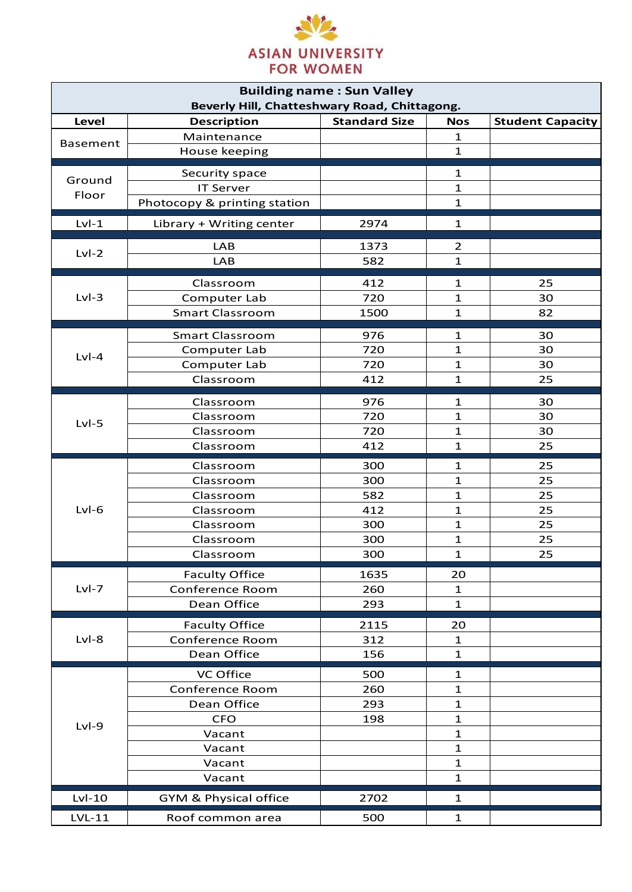**ASIAN UNIVERSITY FOR WOMEN**

| Building name : Sun Valley<br>Beverly Hill, Chatteshwary Road, Chittagong. | | | | |
|---|---|---|---|---|
| **Level** | **Description** | **Standard Size** | **Nos** | **Student Capacity** |
| Basement | Maintenance | | 1 | |
| | House keeping | | 1 | |
| Ground Floor | Security space | | 1 | |
| | IT Server | | 1 | |
| | Photocopy & printing station | | 1 | |
| Lvl-1 | Library + Writing center | 2974 | 1 | |
| Lvl-2 | LAB | 1373 | 2 | |
| | LAB | 582 | 1 | |
| Lvl-3 | Classroom | 412 | 1 | 25 |
| | Computer Lab | 720 | 1 | 30 |
| | Smart Classroom | 1500 | 1 | 82 |
| Lvl-4 | Smart Classroom | 976 | 1 | 30 |
| | Computer Lab | 720 | 1 | 30 |
| | Computer Lab | 720 | 1 | 30 |
| | Classroom | 412 | 1 | 25 |
| Lvl-5 | Classroom | 976 | 1 | 30 |
| | Classroom | 720 | 1 | 30 |
| | Classroom | 720 | 1 | 30 |
| | Classroom | 412 | 1 | 25 |
| Lvl-6 | Classroom | 300 | 1 | 25 |
| | Classroom | 300 | 1 | 25 |
| | Classroom | 582 | 1 | 25 |
| | Classroom | 412 | 1 | 25 |
| | Classroom | 300 | 1 | 25 |
| | Classroom | 300 | 1 | 25 |
| | Classroom | 300 | 1 | 25 |
| Lvl-7 | Faculty Office | 1635 | 20 | |
| | Conference Room | 260 | 1 | |
| | Dean Office | 293 | 1 | |
| Lvl-8 | Faculty Office | 2115 | 20 | |
| | Conference Room | 312 | 1 | |
| | Dean Office | 156 | 1 | |
| Lvl-9 | VC Office | 500 | 1 | |
| | Conference Room | 260 | 1 | |
| | Dean Office | 293 | 1 | |
| | CFO | 198 | 1 | |
| | Vacant | | 1 | |
| | Vacant | | 1 | |
| | Vacant | | 1 | |
| | Vacant | | 1 | |
| Lvl-10 | GYM & Physical office | 2702 | 1 | |
| LVL-11 | Roof common area | 500 | 1 | |